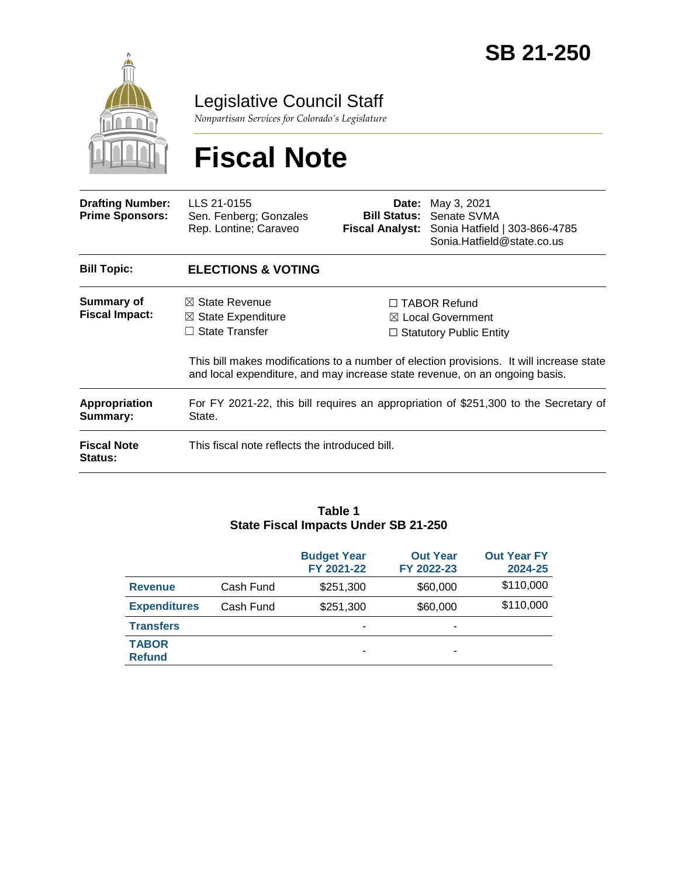# SB 21-250

Legislative Council Staff

*Nonpartisan Services for Colorado's Legislature*

# Fiscal Note

| | | | |
|---|---|---|---|
| **Drafting Number:** | LLS 21-0155 | **Date:** | May 3, 2021 |
| **Prime Sponsors:** | Sen. Fenberg; Gonzales<br>Rep. Lontine; Caraveo | **Bill Status:** | Senate SVMA |
| | | **Fiscal Analyst:** | Sonia Hatfield \| 303-866-4785<br>Sonia.Hatfield@state.co.us |

**Bill Topic:** **ELECTIONS & VOTING**

**Summary of Fiscal Impact:**

- ☒ State Revenue
- ☒ State Expenditure
- ☐ State Transfer
- ☐ TABOR Refund
- ☒ Local Government
- ☐ Statutory Public Entity

This bill makes modifications to a number of election provisions. It will increase state and local expenditure, and may increase state revenue, on an ongoing basis.

**Appropriation Summary:** For FY 2021-22, this bill requires an appropriation of $251,300 to the Secretary of State.

**Fiscal Note Status:** This fiscal note reflects the introduced bill.

**Table 1**
**State Fiscal Impacts Under SB 21-250**

| | | Budget Year FY 2021-22 | Out Year FY 2022-23 | Out Year FY 2024-25 |
|---|---|---|---|---|
| **Revenue** | Cash Fund | $251,300 | $60,000 | $110,000 |
| **Expenditures** | Cash Fund | $251,300 | $60,000 | $110,000 |
| **Transfers** | | - | - | |
| **TABOR Refund** | | - | - | |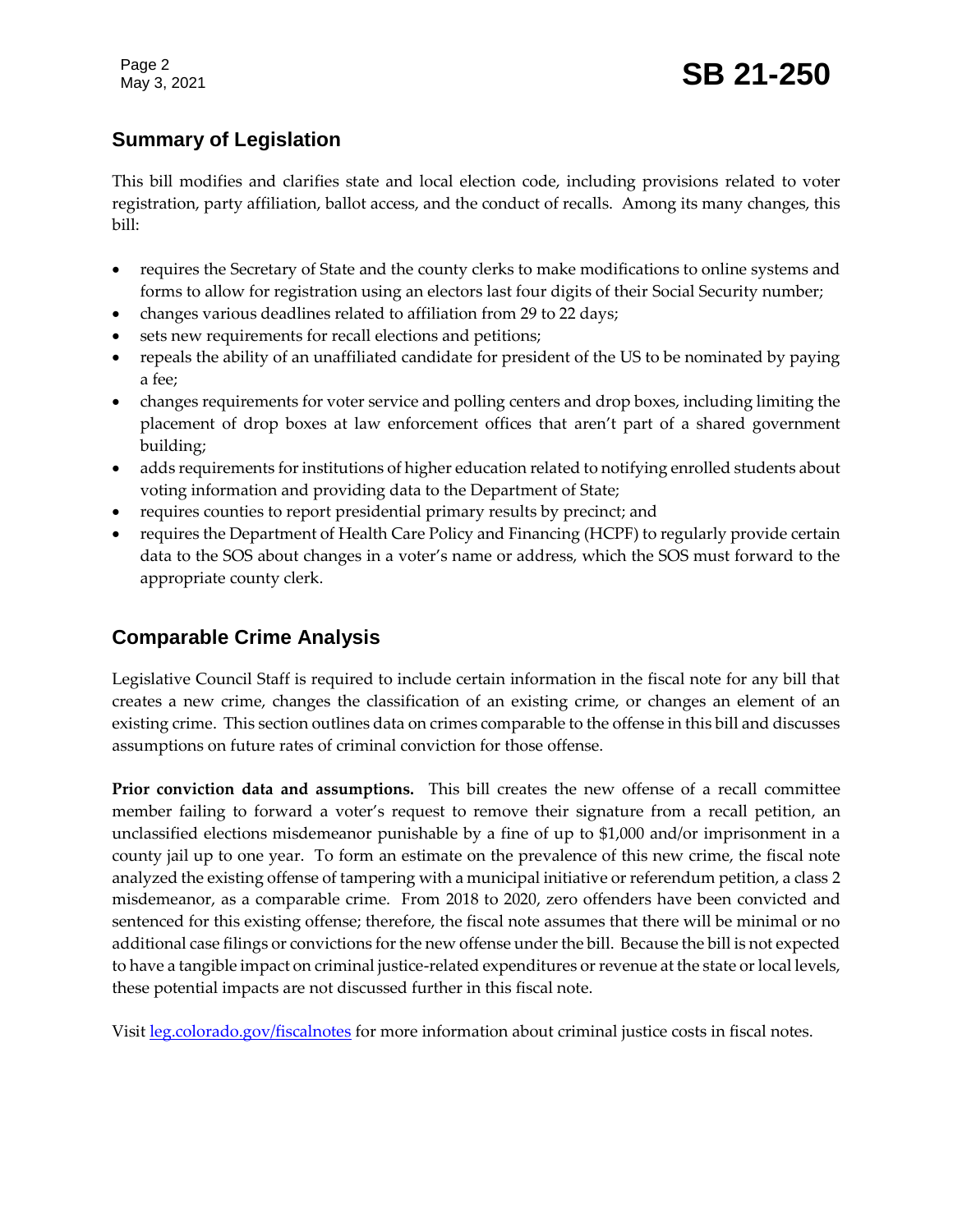## Summary of Legislation

This bill modifies and clarifies state and local election code, including provisions related to voter registration, party affiliation, ballot access, and the conduct of recalls. Among its many changes, this bill:

- requires the Secretary of State and the county clerks to make modifications to online systems and forms to allow for registration using an electors last four digits of their Social Security number;
- changes various deadlines related to affiliation from 29 to 22 days;
- sets new requirements for recall elections and petitions;
- repeals the ability of an unaffiliated candidate for president of the US to be nominated by paying a fee;
- changes requirements for voter service and polling centers and drop boxes, including limiting the placement of drop boxes at law enforcement offices that aren't part of a shared government building;
- adds requirements for institutions of higher education related to notifying enrolled students about voting information and providing data to the Department of State;
- requires counties to report presidential primary results by precinct; and
- requires the Department of Health Care Policy and Financing (HCPF) to regularly provide certain data to the SOS about changes in a voter's name or address, which the SOS must forward to the appropriate county clerk.

## Comparable Crime Analysis

Legislative Council Staff is required to include certain information in the fiscal note for any bill that creates a new crime, changes the classification of an existing crime, or changes an element of an existing crime. This section outlines data on crimes comparable to the offense in this bill and discusses assumptions on future rates of criminal conviction for those offense.

**Prior conviction data and assumptions.** This bill creates the new offense of a recall committee member failing to forward a voter's request to remove their signature from a recall petition, an unclassified elections misdemeanor punishable by a fine of up to $1,000 and/or imprisonment in a county jail up to one year. To form an estimate on the prevalence of this new crime, the fiscal note analyzed the existing offense of tampering with a municipal initiative or referendum petition, a class 2 misdemeanor, as a comparable crime. From 2018 to 2020, zero offenders have been convicted and sentenced for this existing offense; therefore, the fiscal note assumes that there will be minimal or no additional case filings or convictions for the new offense under the bill. Because the bill is not expected to have a tangible impact on criminal justice-related expenditures or revenue at the state or local levels, these potential impacts are not discussed further in this fiscal note.

Visit [leg.colorado.gov/fiscalnotes](leg.colorado.gov/fiscalnotes) for more information about criminal justice costs in fiscal notes.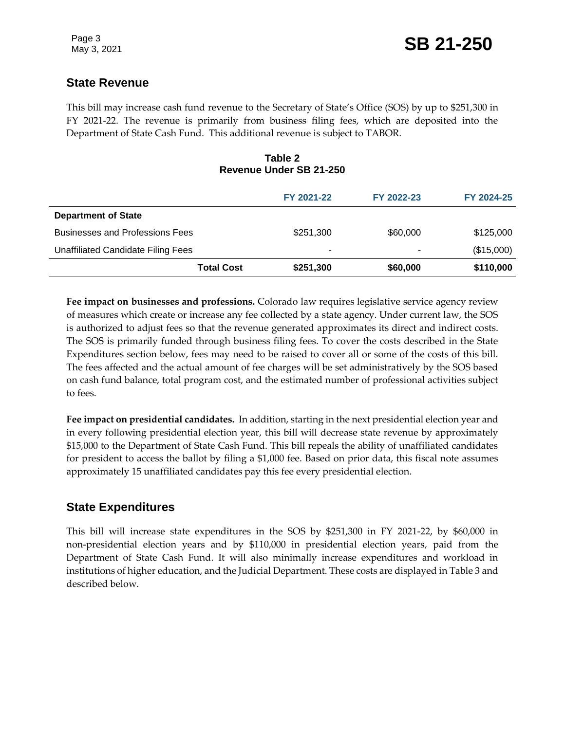## State Revenue

This bill may increase cash fund revenue to the Secretary of State's Office (SOS) by up to $251,300 in FY 2021-22. The revenue is primarily from business filing fees, which are deposited into the Department of State Cash Fund. This additional revenue is subject to TABOR.

**Table 2**
**Revenue Under SB 21-250**

| | FY 2021-22 | FY 2022-23 | FY 2024-25 |
|---|---|---|---|
| **Department of State** | | | |
| Businesses and Professions Fees | $251,300 | $60,000 | $125,000 |
| Unaffiliated Candidate Filing Fees | - | - | ($15,000) |
| **Total Cost** | **$251,300** | **$60,000** | **$110,000** |

**Fee impact on businesses and professions.** Colorado law requires legislative service agency review of measures which create or increase any fee collected by a state agency. Under current law, the SOS is authorized to adjust fees so that the revenue generated approximates its direct and indirect costs. The SOS is primarily funded through business filing fees. To cover the costs described in the State Expenditures section below, fees may need to be raised to cover all or some of the costs of this bill. The fees affected and the actual amount of fee charges will be set administratively by the SOS based on cash fund balance, total program cost, and the estimated number of professional activities subject to fees.

**Fee impact on presidential candidates.** In addition, starting in the next presidential election year and in every following presidential election year, this bill will decrease state revenue by approximately $15,000 to the Department of State Cash Fund. This bill repeals the ability of unaffiliated candidates for president to access the ballot by filing a $1,000 fee. Based on prior data, this fiscal note assumes approximately 15 unaffiliated candidates pay this fee every presidential election.

## State Expenditures

This bill will increase state expenditures in the SOS by $251,300 in FY 2021-22, by $60,000 in non-presidential election years and by $110,000 in presidential election years, paid from the Department of State Cash Fund. It will also minimally increase expenditures and workload in institutions of higher education, and the Judicial Department. These costs are displayed in Table 3 and described below.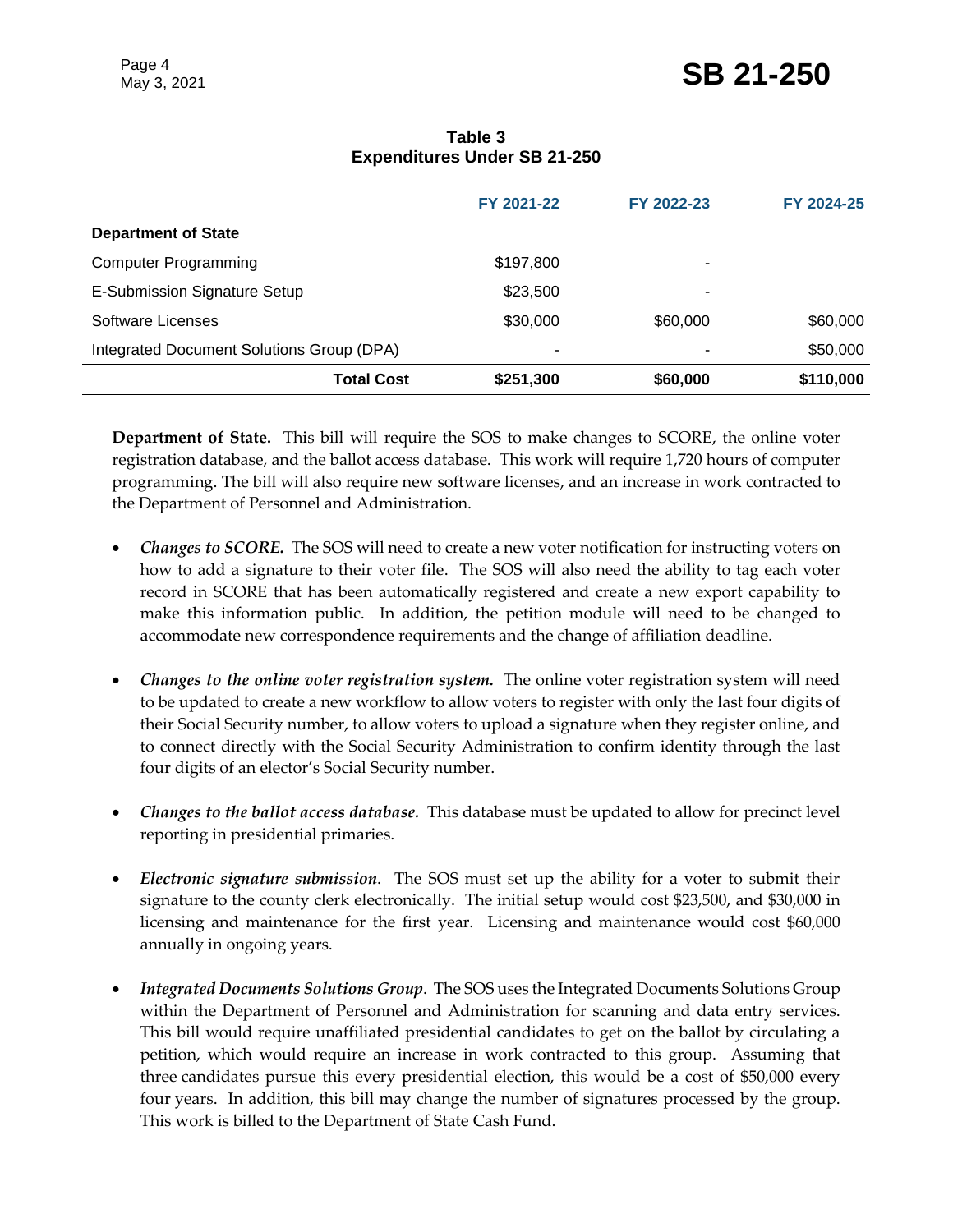**Table 3**
**Expenditures Under SB 21-250**

| | FY 2021-22 | FY 2022-23 | FY 2024-25 |
|---|---|---|---|
| **Department of State** | | | |
| Computer Programming | $197,800 | - | |
| E-Submission Signature Setup | $23,500 | - | |
| Software Licenses | $30,000 | $60,000 | $60,000 |
| Integrated Document Solutions Group (DPA) | - | - | $50,000 |
| **Total Cost** | **$251,300** | **$60,000** | **$110,000** |

**Department of State.** This bill will require the SOS to make changes to SCORE, the online voter registration database, and the ballot access database. This work will require 1,720 hours of computer programming. The bill will also require new software licenses, and an increase in work contracted to the Department of Personnel and Administration.

- ***Changes to SCORE.*** The SOS will need to create a new voter notification for instructing voters on how to add a signature to their voter file. The SOS will also need the ability to tag each voter record in SCORE that has been automatically registered and create a new export capability to make this information public. In addition, the petition module will need to be changed to accommodate new correspondence requirements and the change of affiliation deadline.

- ***Changes to the online voter registration system.*** The online voter registration system will need to be updated to create a new workflow to allow voters to register with only the last four digits of their Social Security number, to allow voters to upload a signature when they register online, and to connect directly with the Social Security Administration to confirm identity through the last four digits of an elector's Social Security number.

- ***Changes to the ballot access database.*** This database must be updated to allow for precinct level reporting in presidential primaries.

- ***Electronic signature submission***. The SOS must set up the ability for a voter to submit their signature to the county clerk electronically. The initial setup would cost $23,500, and $30,000 in licensing and maintenance for the first year. Licensing and maintenance would cost $60,000 annually in ongoing years.

- ***Integrated Documents Solutions Group***. The SOS uses the Integrated Documents Solutions Group within the Department of Personnel and Administration for scanning and data entry services. This bill would require unaffiliated presidential candidates to get on the ballot by circulating a petition, which would require an increase in work contracted to this group. Assuming that three candidates pursue this every presidential election, this would be a cost of $50,000 every four years. In addition, this bill may change the number of signatures processed by the group. This work is billed to the Department of State Cash Fund.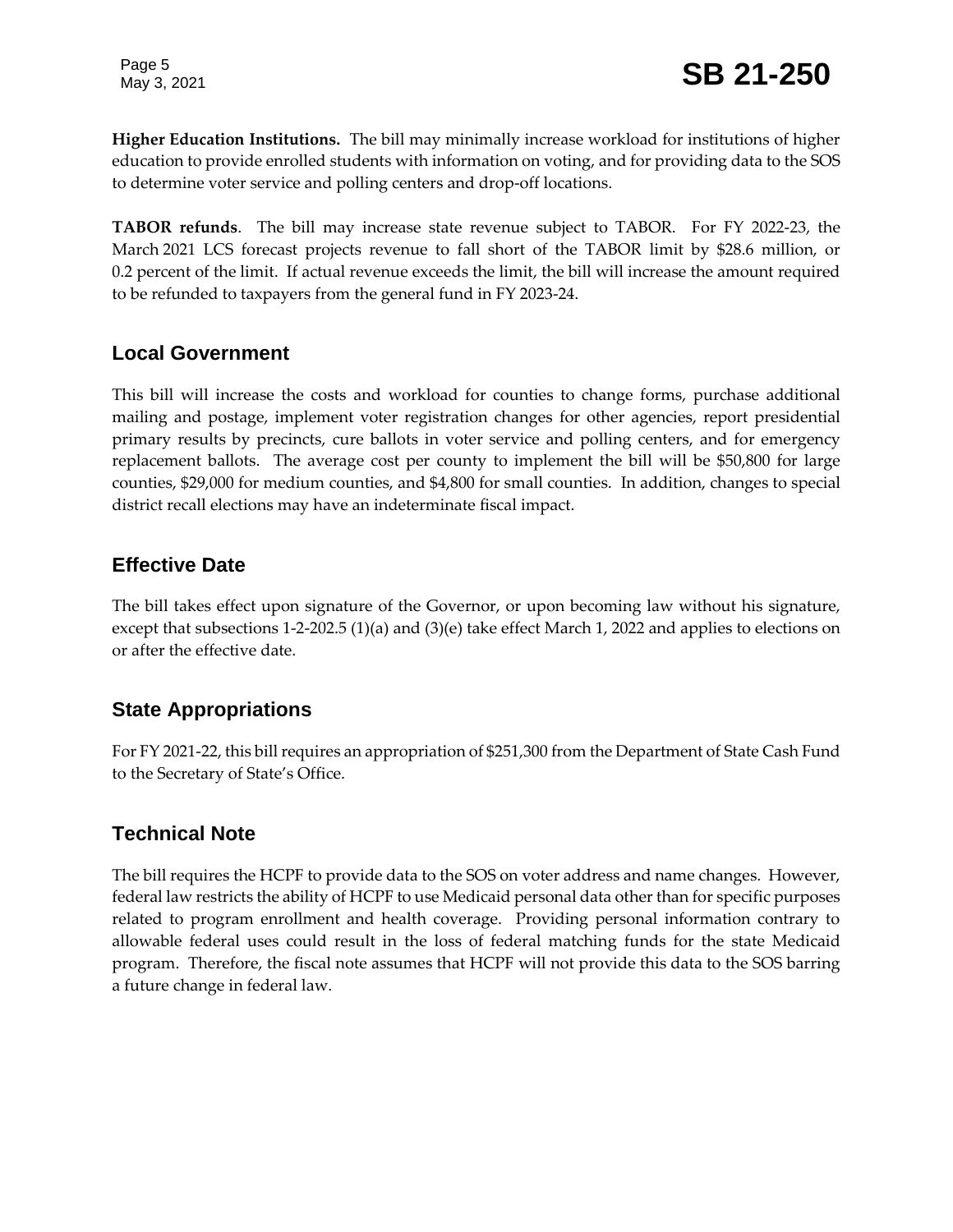**Higher Education Institutions.** The bill may minimally increase workload for institutions of higher education to provide enrolled students with information on voting, and for providing data to the SOS to determine voter service and polling centers and drop-off locations.

**TABOR refunds**. The bill may increase state revenue subject to TABOR. For FY 2022-23, the March 2021 LCS forecast projects revenue to fall short of the TABOR limit by $28.6 million, or 0.2 percent of the limit. If actual revenue exceeds the limit, the bill will increase the amount required to be refunded to taxpayers from the general fund in FY 2023-24.

## Local Government

This bill will increase the costs and workload for counties to change forms, purchase additional mailing and postage, implement voter registration changes for other agencies, report presidential primary results by precincts, cure ballots in voter service and polling centers, and for emergency replacement ballots. The average cost per county to implement the bill will be $50,800 for large counties, $29,000 for medium counties, and $4,800 for small counties. In addition, changes to special district recall elections may have an indeterminate fiscal impact.

## Effective Date

The bill takes effect upon signature of the Governor, or upon becoming law without his signature, except that subsections 1-2-202.5 (1)(a) and (3)(e) take effect March 1, 2022 and applies to elections on or after the effective date.

## State Appropriations

For FY 2021-22, this bill requires an appropriation of $251,300 from the Department of State Cash Fund to the Secretary of State's Office.

## Technical Note

The bill requires the HCPF to provide data to the SOS on voter address and name changes. However, federal law restricts the ability of HCPF to use Medicaid personal data other than for specific purposes related to program enrollment and health coverage. Providing personal information contrary to allowable federal uses could result in the loss of federal matching funds for the state Medicaid program. Therefore, the fiscal note assumes that HCPF will not provide this data to the SOS barring a future change in federal law.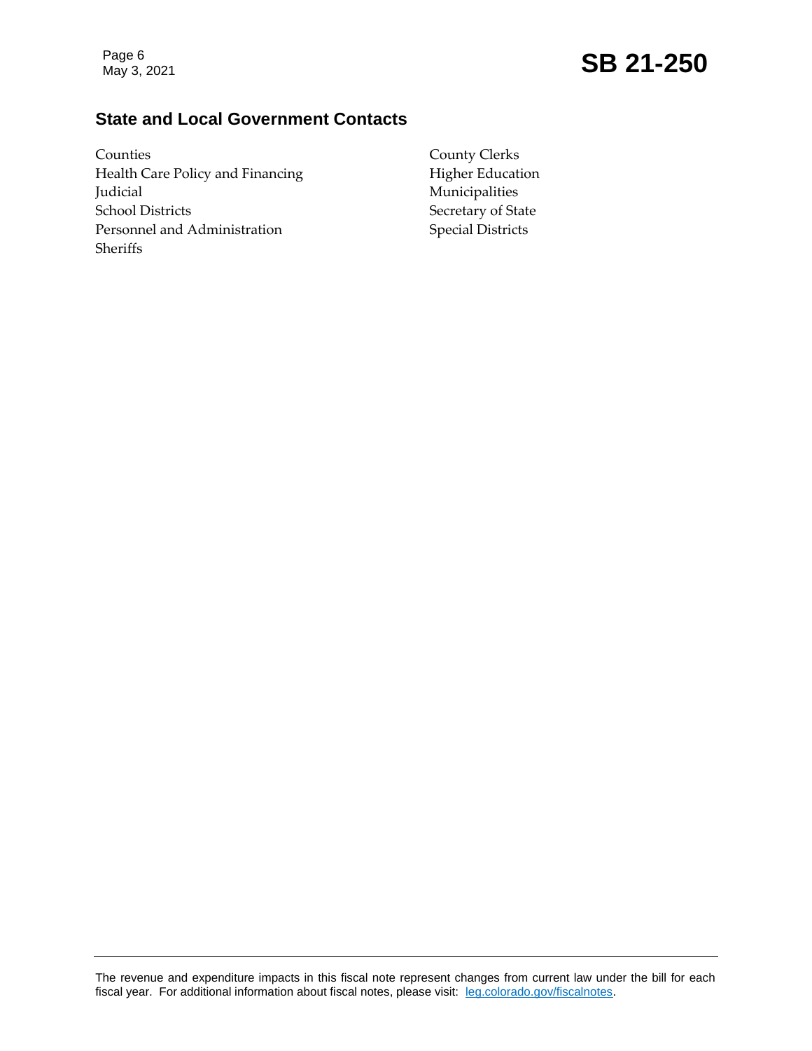## State and Local Government Contacts

Counties
Health Care Policy and Financing
Judicial
School Districts
Personnel and Administration
Sheriffs
County Clerks
Higher Education
Municipalities
Secretary of State
Special Districts

The revenue and expenditure impacts in this fiscal note represent changes from current law under the bill for each fiscal year. For additional information about fiscal notes, please visit: leg.colorado.gov/fiscalnotes.